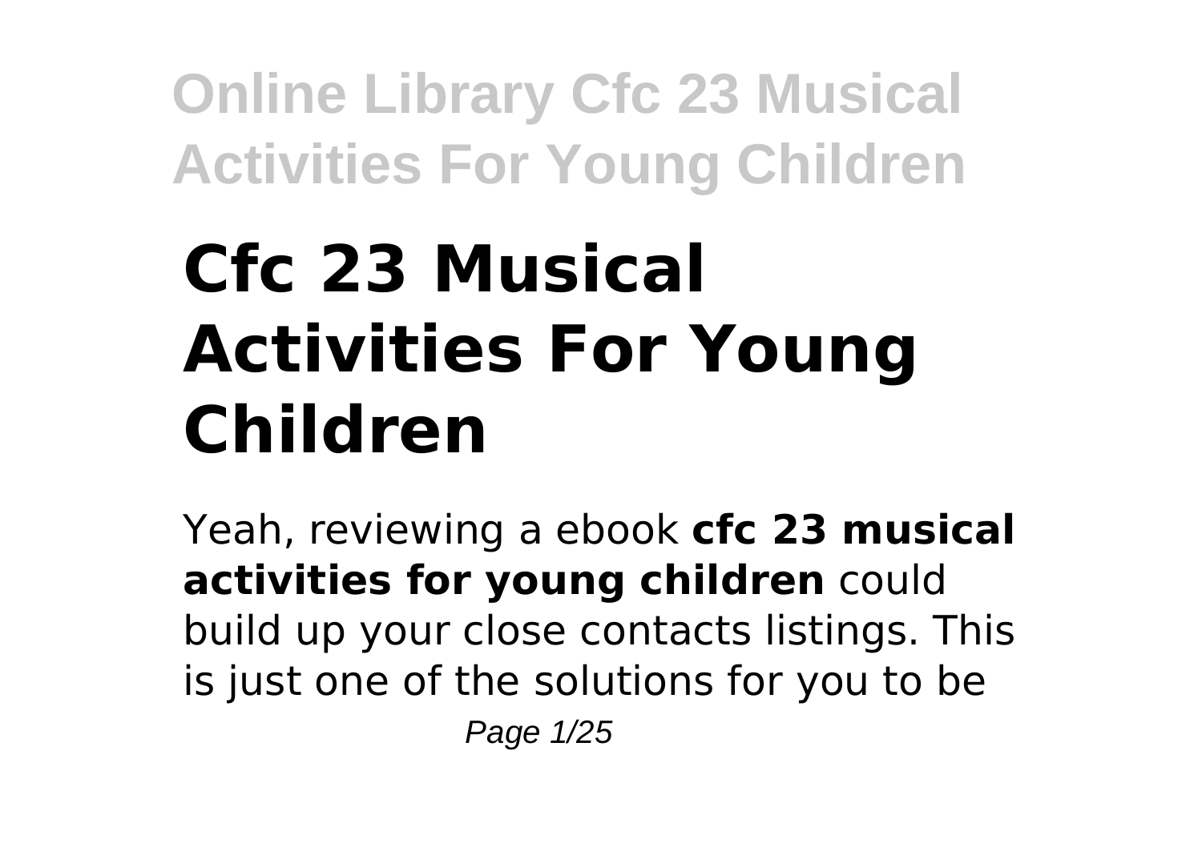# Cfc 23 Musical Activities For Young Children

Yeah, reviewing a ebook **cfc 23 musical activities for young children** could build up your close contacts listings. This is just one of the solutions for you to be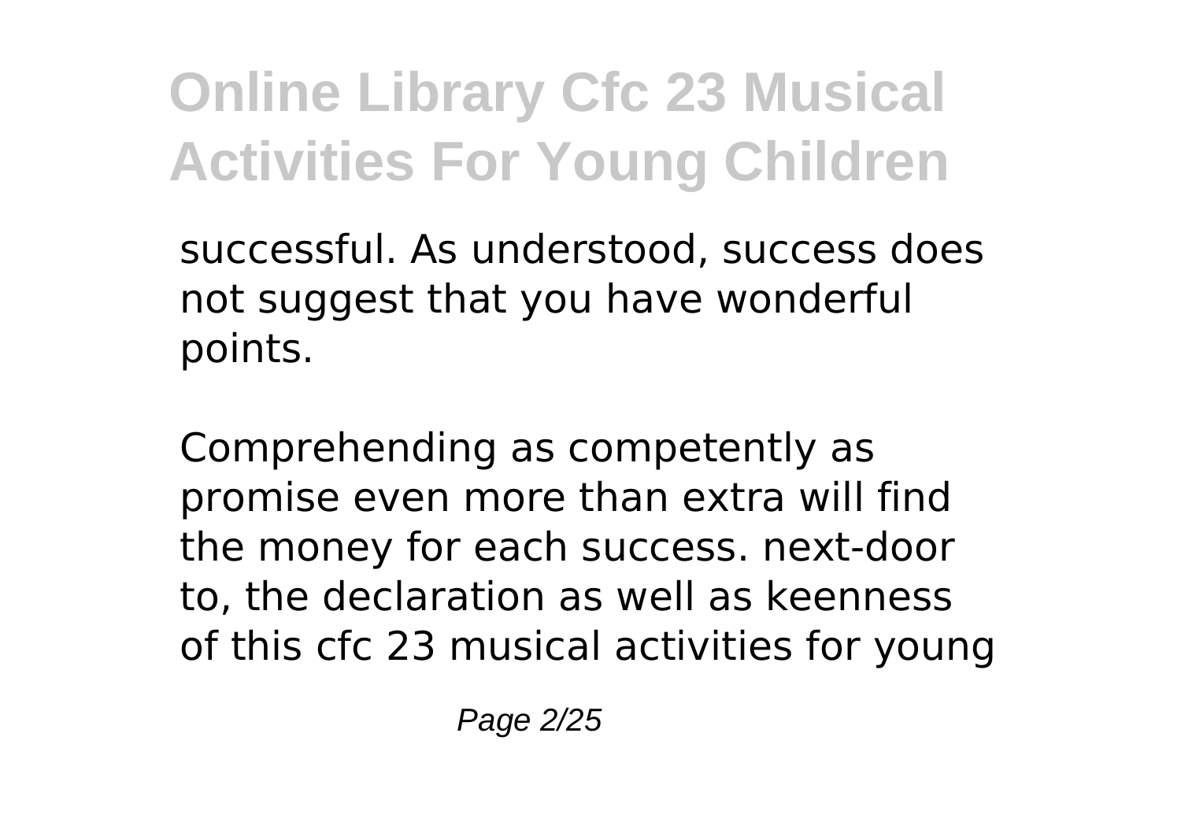successful. As understood, success does not suggest that you have wonderful points.

Comprehending as competently as promise even more than extra will find the money for each success. next-door to, the declaration as well as keenness of this cfc 23 musical activities for young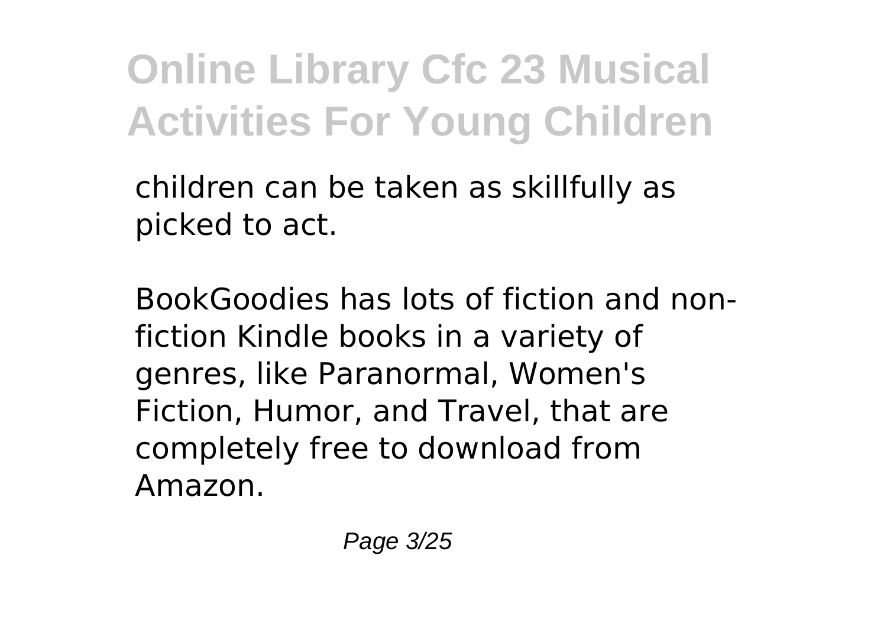children can be taken as skillfully as picked to act.

BookGoodies has lots of fiction and non-fiction Kindle books in a variety of genres, like Paranormal, Women's Fiction, Humor, and Travel, that are completely free to download from Amazon.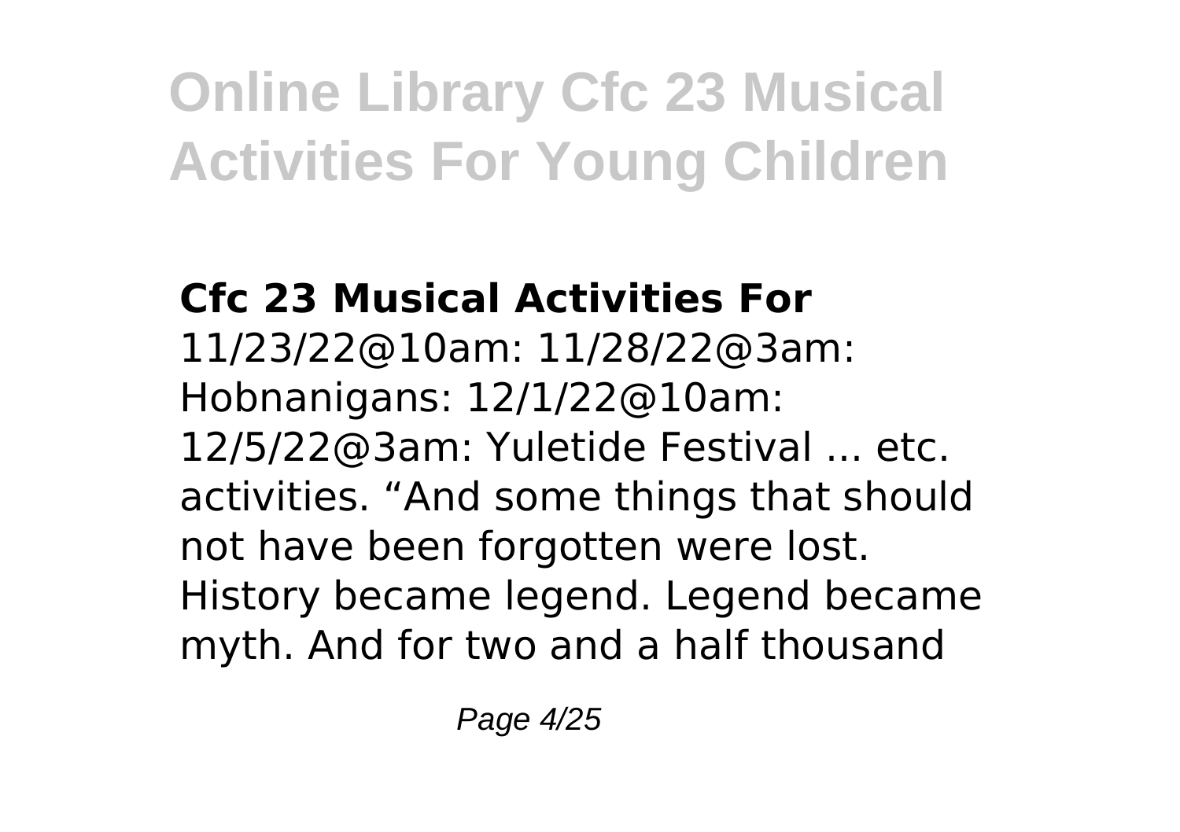# Online Library Cfc 23 Musical Activities For Young Children

## Cfc 23 Musical Activities For

11/23/22@10am: 11/28/22@3am: Hobnanigans: 12/1/22@10am: 12/5/22@3am: Yuletide Festival ... etc. activities. "And some things that should not have been forgotten were lost. History became legend. Legend became myth. And for two and a half thousand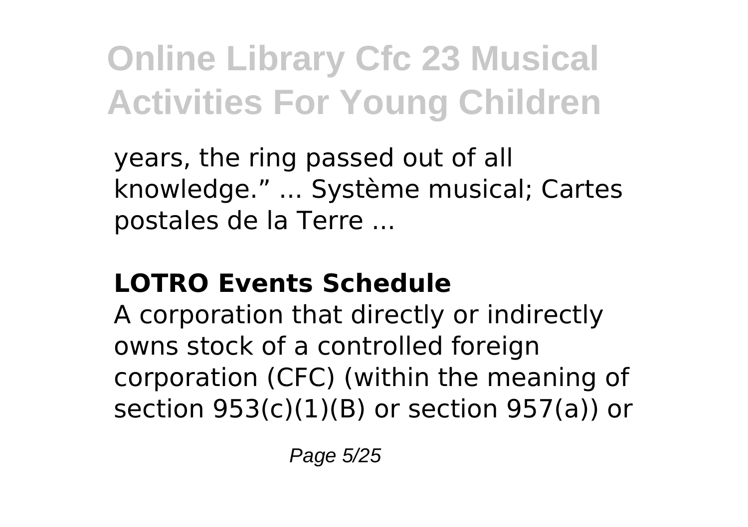years, the ring passed out of all knowledge." ... Système musical; Cartes postales de la Terre ...

### LOTRO Events Schedule

A corporation that directly or indirectly owns stock of a controlled foreign corporation (CFC) (within the meaning of section 953(c)(1)(B) or section 957(a)) or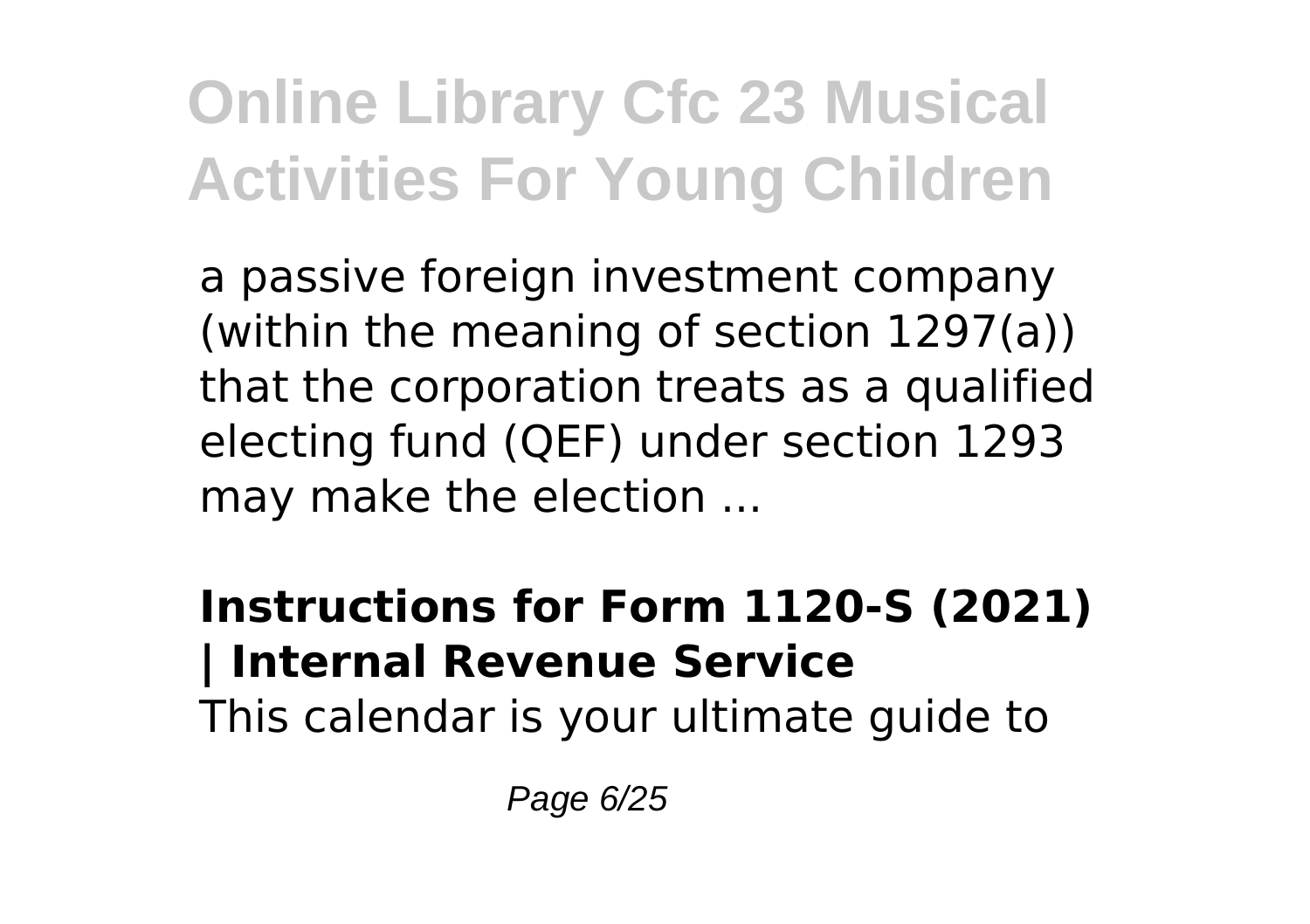a passive foreign investment company (within the meaning of section 1297(a)) that the corporation treats as a qualified electing fund (QEF) under section 1293 may make the election ...

**Instructions for Form 1120-S (2021) | Internal Revenue Service**

This calendar is your ultimate guide to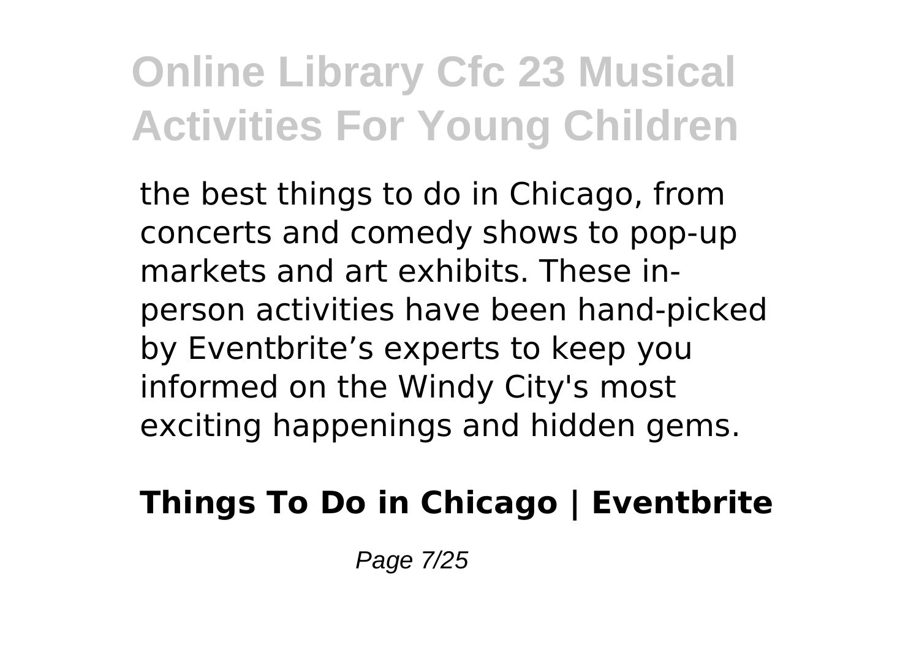the best things to do in Chicago, from concerts and comedy shows to pop-up markets and art exhibits. These in-person activities have been hand-picked by Eventbrite’s experts to keep you informed on the Windy City's most exciting happenings and hidden gems.

**Things To Do in Chicago | Eventbrite**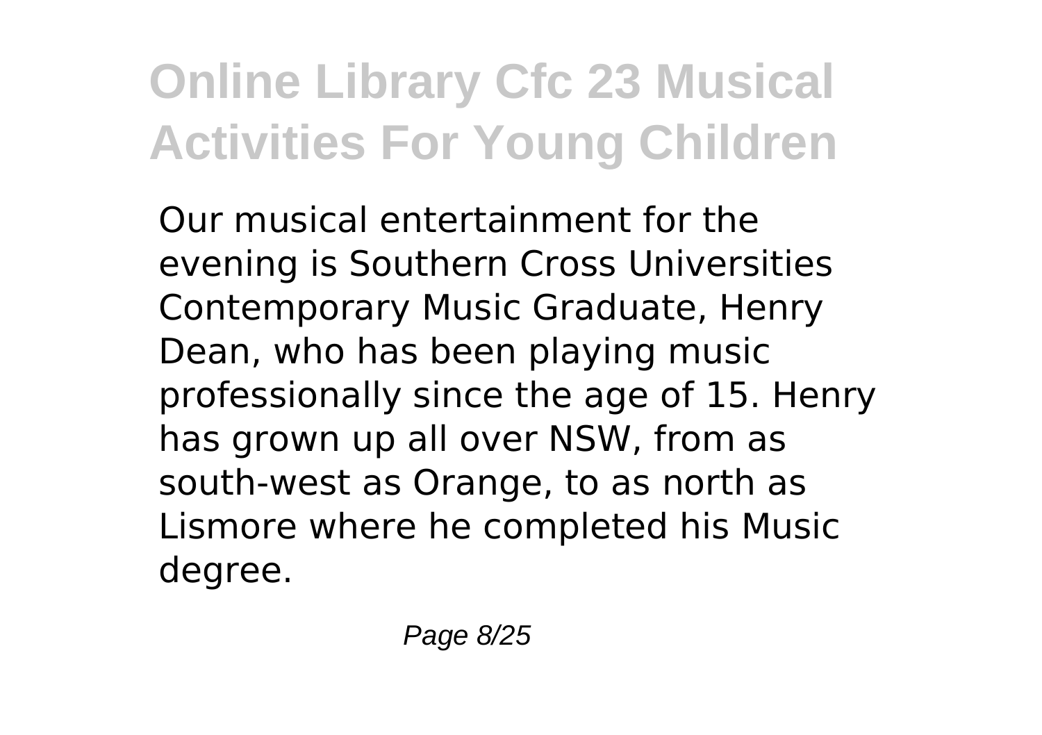Our musical entertainment for the evening is Southern Cross Universities Contemporary Music Graduate, Henry Dean, who has been playing music professionally since the age of 15. Henry has grown up all over NSW, from as south-west as Orange, to as north as Lismore where he completed his Music degree.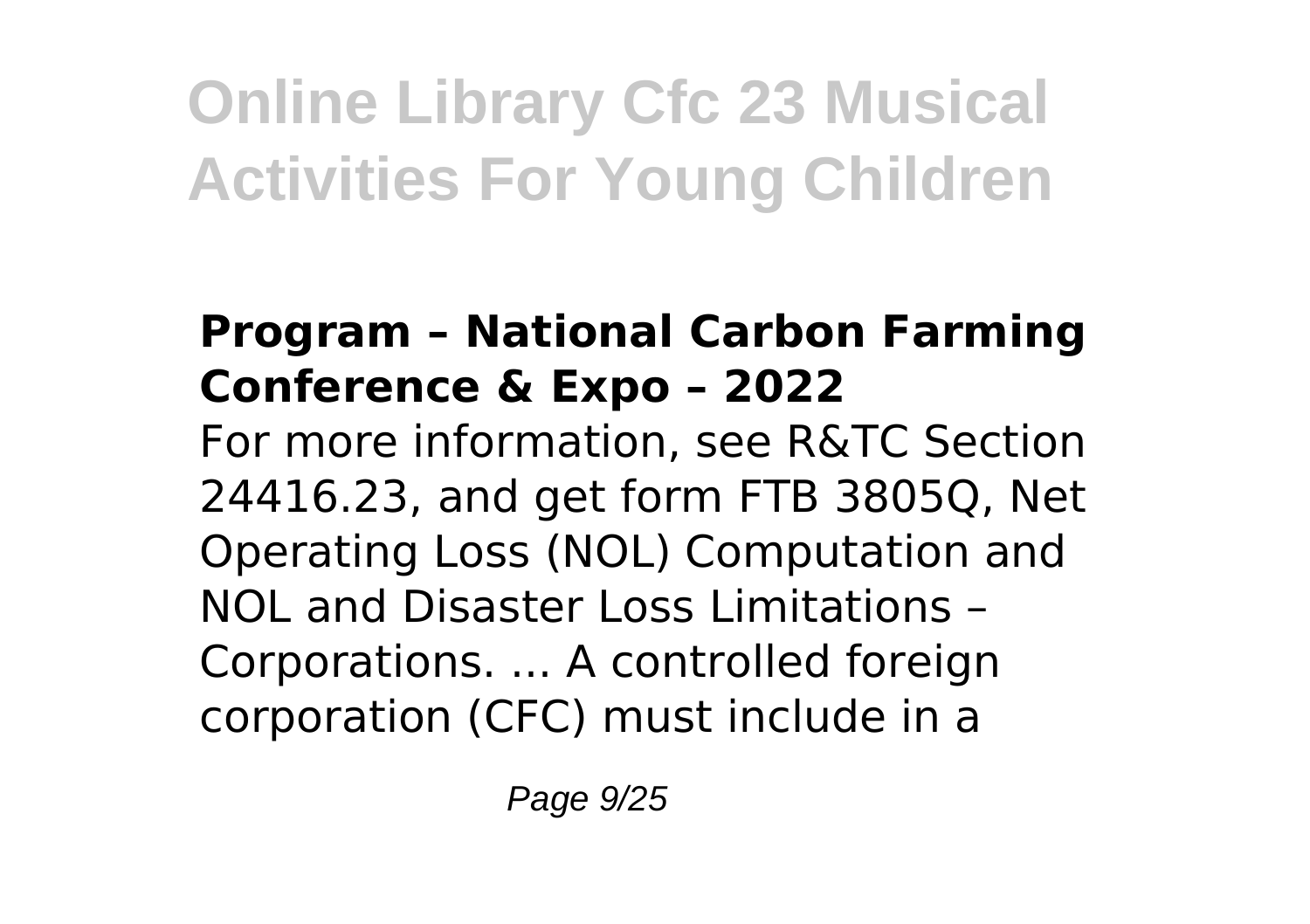### Program – National Carbon Farming Conference & Expo – 2022

For more information, see R&TC Section 24416.23, and get form FTB 3805Q, Net Operating Loss (NOL) Computation and NOL and Disaster Loss Limitations – Corporations. ... A controlled foreign corporation (CFC) must include in a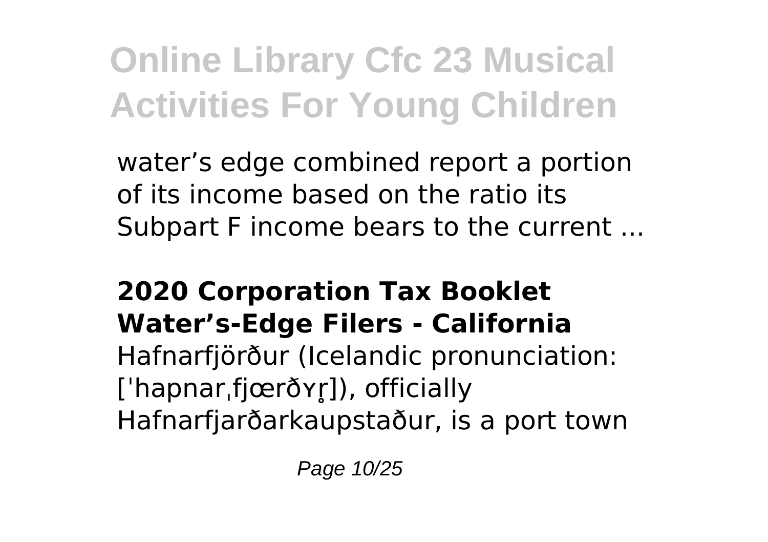water’s edge combined report a portion of its income based on the ratio its Subpart F income bears to the current ...

## 2020 Corporation Tax Booklet Water’s-Edge Filers - California

Hafnarfjörður (Icelandic pronunciation: [ˈhapnarˌfjœrðʏr̥]), officially Hafnarfjarðarkaupstaður, is a port town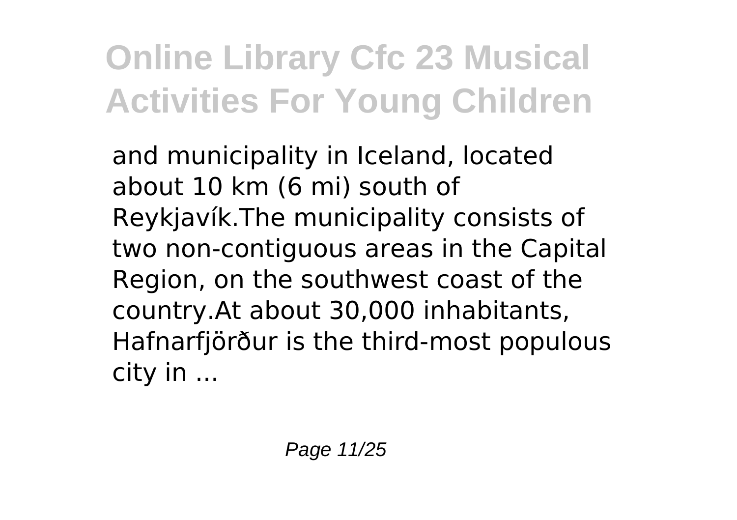and municipality in Iceland, located about 10 km (6 mi) south of Reykjavík.The municipality consists of two non-contiguous areas in the Capital Region, on the southwest coast of the country.At about 30,000 inhabitants, Hafnarfjörður is the third-most populous city in ...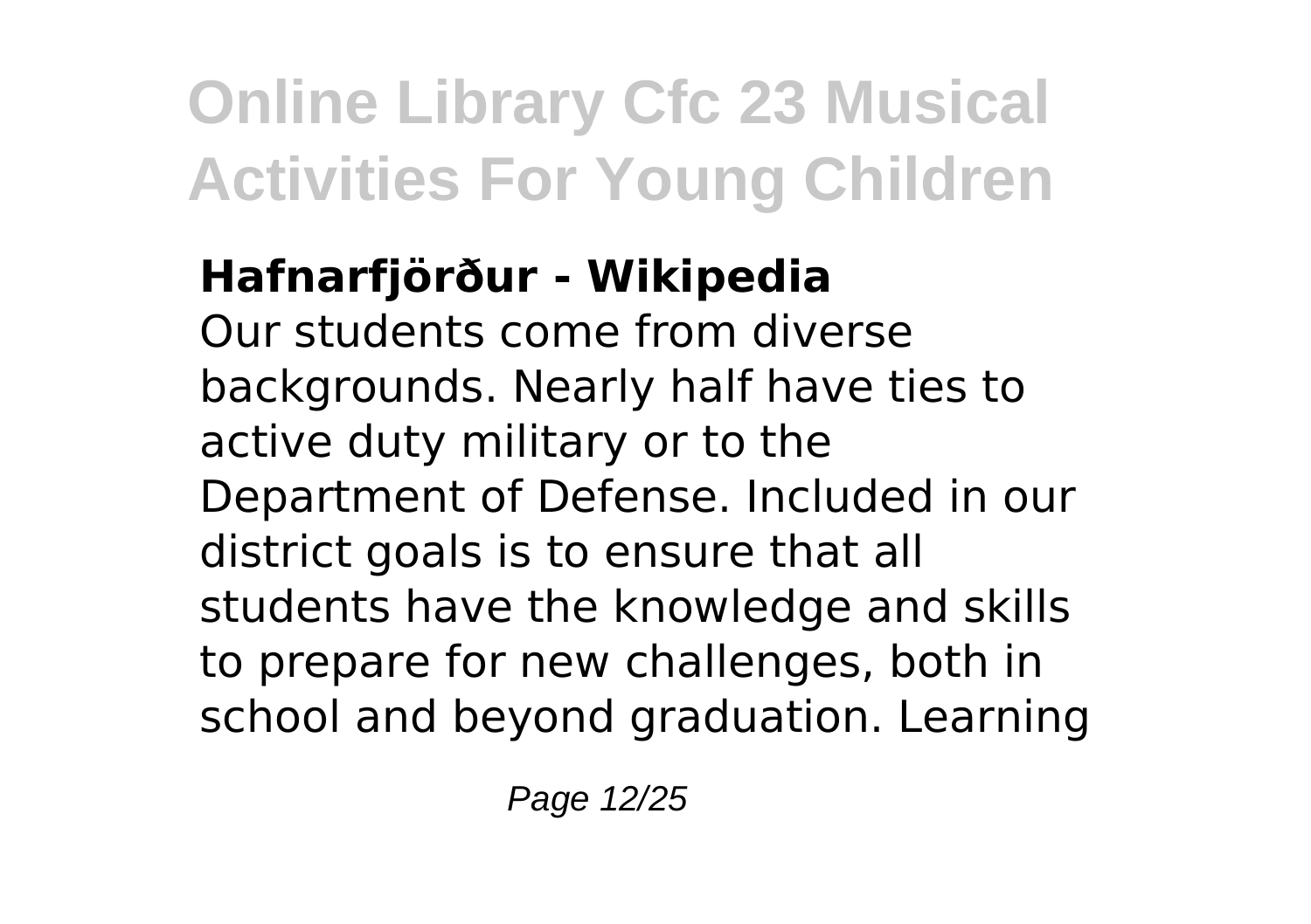**Hafnarfjörður - Wikipedia**

Our students come from diverse backgrounds. Nearly half have ties to active duty military or to the Department of Defense. Included in our district goals is to ensure that all students have the knowledge and skills to prepare for new challenges, both in school and beyond graduation. Learning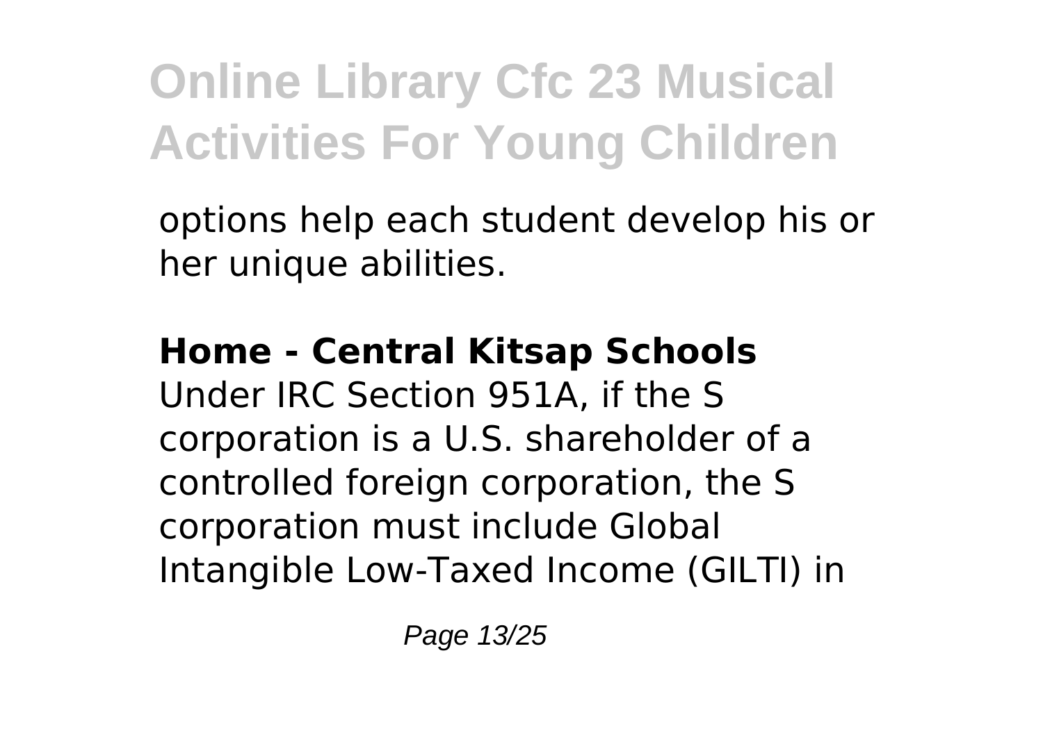options help each student develop his or her unique abilities.

**Home - Central Kitsap Schools**
Under IRC Section 951A, if the S corporation is a U.S. shareholder of a controlled foreign corporation, the S corporation must include Global Intangible Low-Taxed Income (GILTI) in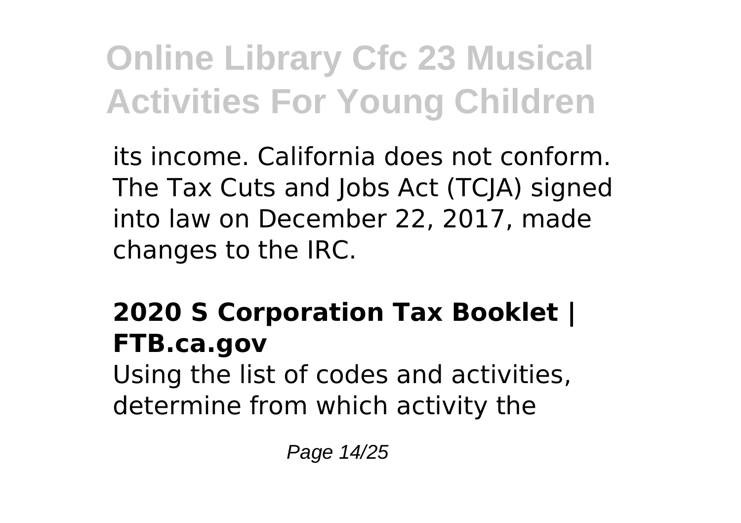its income. California does not conform. The Tax Cuts and Jobs Act (TCJA) signed into law on December 22, 2017, made changes to the IRC.

### 2020 S Corporation Tax Booklet | FTB.ca.gov

Using the list of codes and activities, determine from which activity the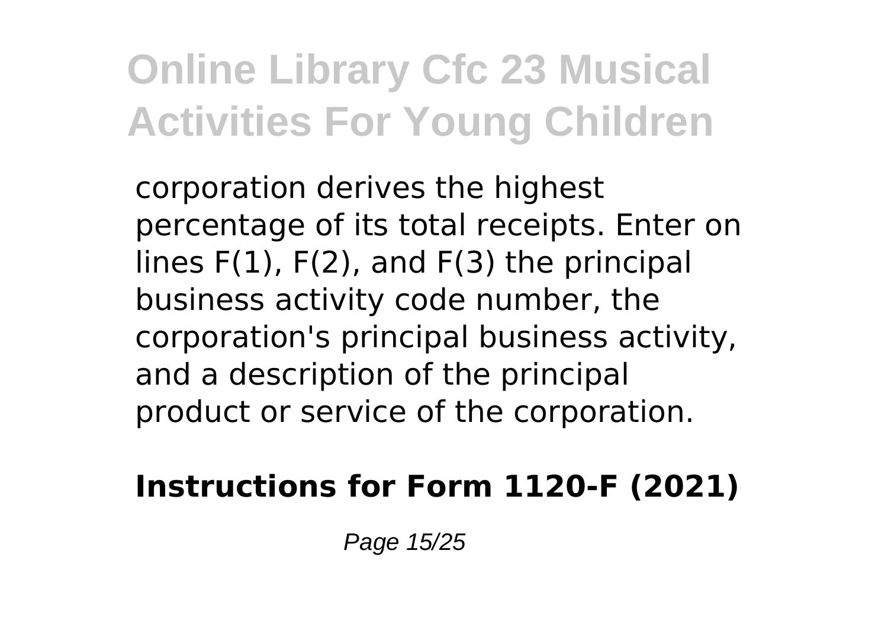corporation derives the highest percentage of its total receipts. Enter on lines F(1), F(2), and F(3) the principal business activity code number, the corporation's principal business activity, and a description of the principal product or service of the corporation.

**Instructions for Form 1120-F (2021)**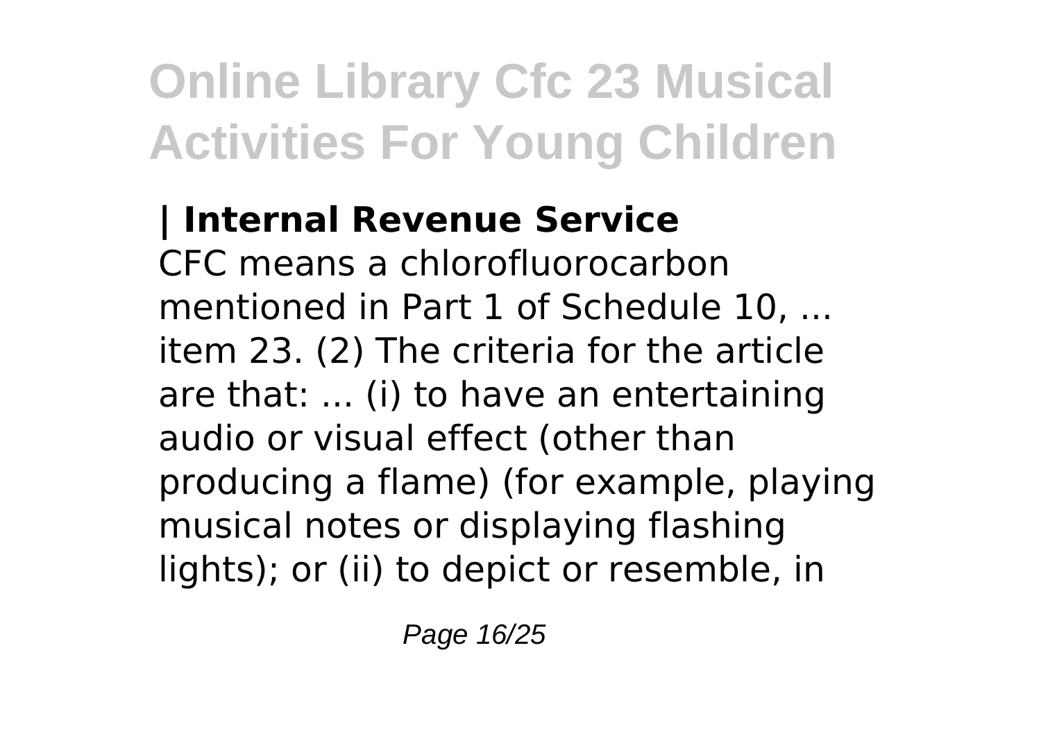**| Internal Revenue Service**

CFC means a chlorofluorocarbon mentioned in Part 1 of Schedule 10, ... item 23. (2) The criteria for the article are that: ... (i) to have an entertaining audio or visual effect (other than producing a flame) (for example, playing musical notes or displaying flashing lights); or (ii) to depict or resemble, in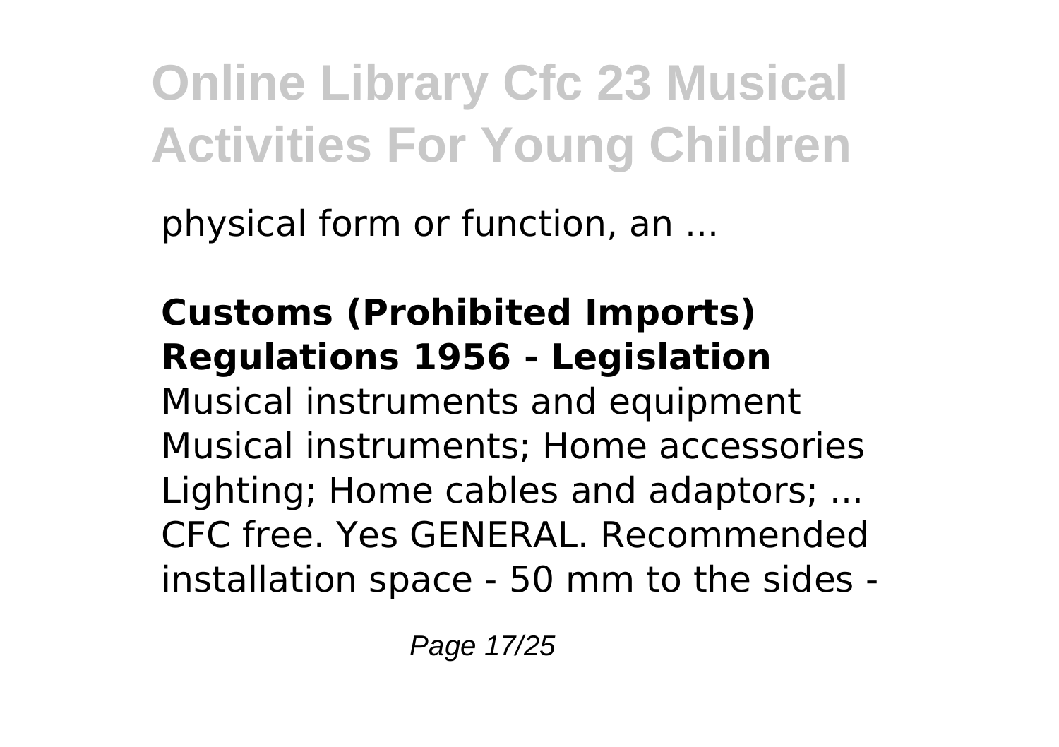physical form or function, an ...

**Customs (Prohibited Imports) Regulations 1956 - Legislation**

Musical instruments and equipment Musical instruments; Home accessories Lighting; Home cables and adaptors; ... CFC free. Yes GENERAL. Recommended installation space - 50 mm to the sides -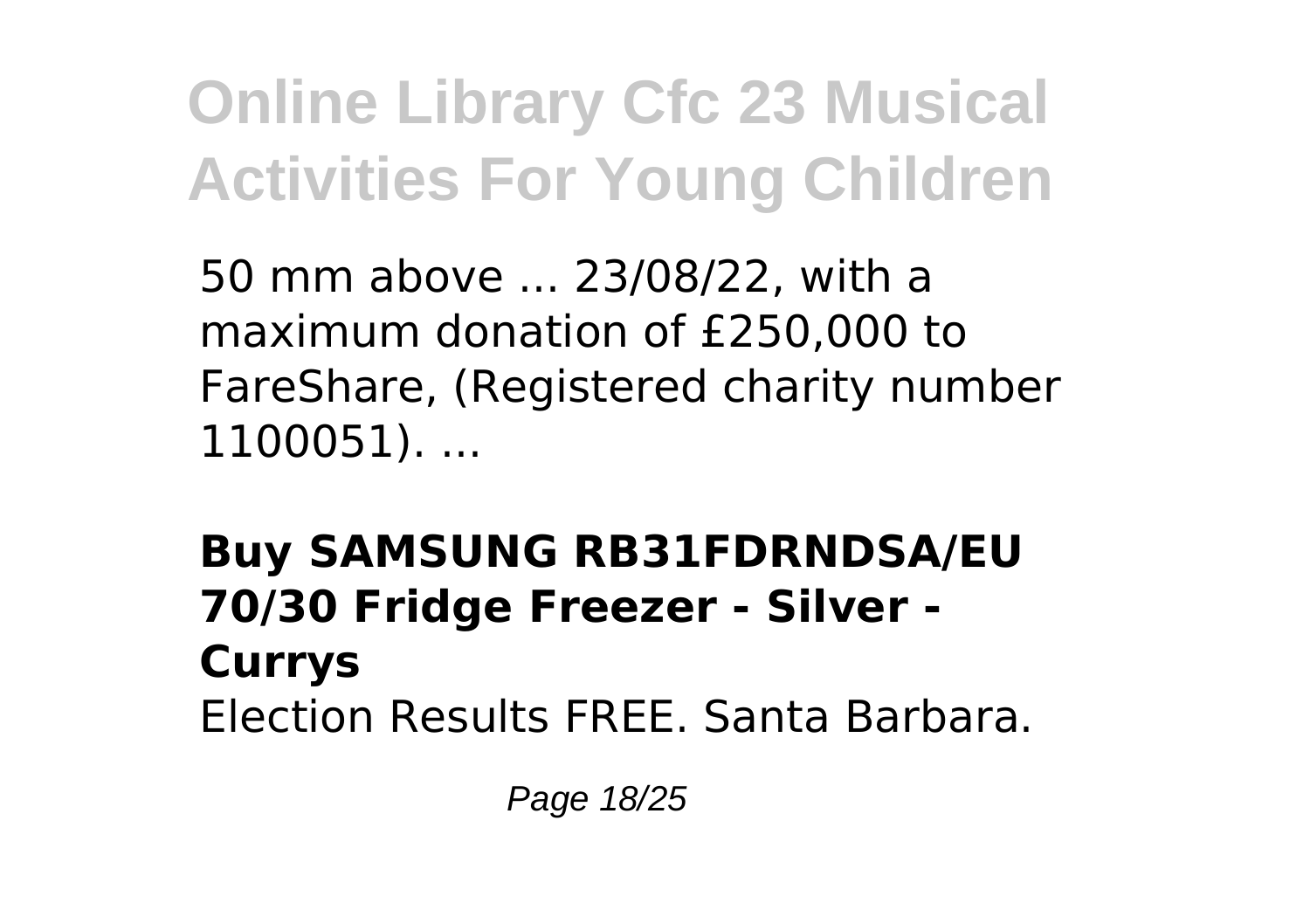50 mm above ... 23/08/22, with a maximum donation of £250,000 to FareShare, (Registered charity number 1100051). ...

**Buy SAMSUNG RB31FDRNDSA/EU 70/30 Fridge Freezer - Silver - Currys**

Election Results FREE. Santa Barbara.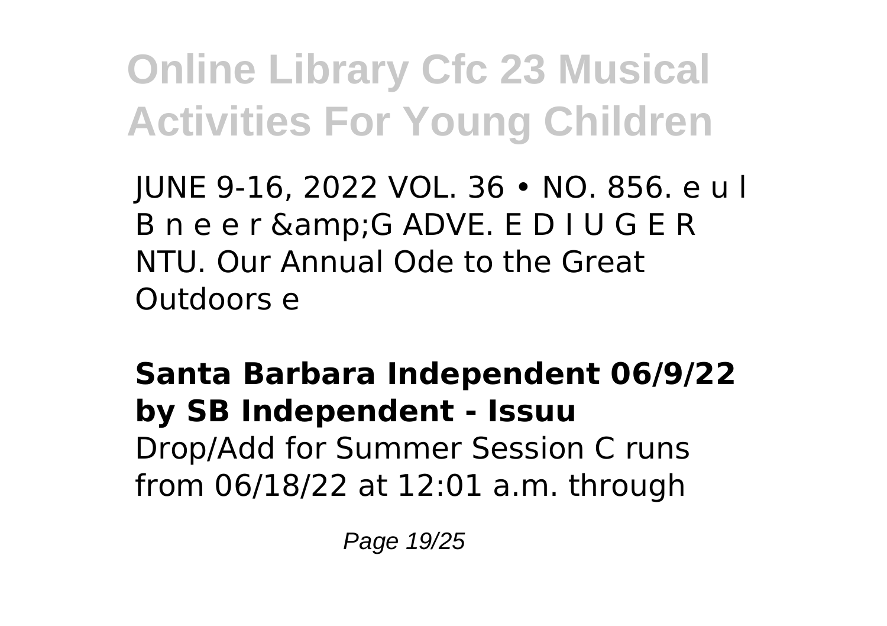JUNE 9-16, 2022 VOL. 36 • NO. 856. e u l B n e e r &amp;G ADVE. E D I U G E R NTU. Our Annual Ode to the Great Outdoors e

**Santa Barbara Independent 06/9/22 by SB Independent - Issuu**

Drop/Add for Summer Session C runs from 06/18/22 at 12:01 a.m. through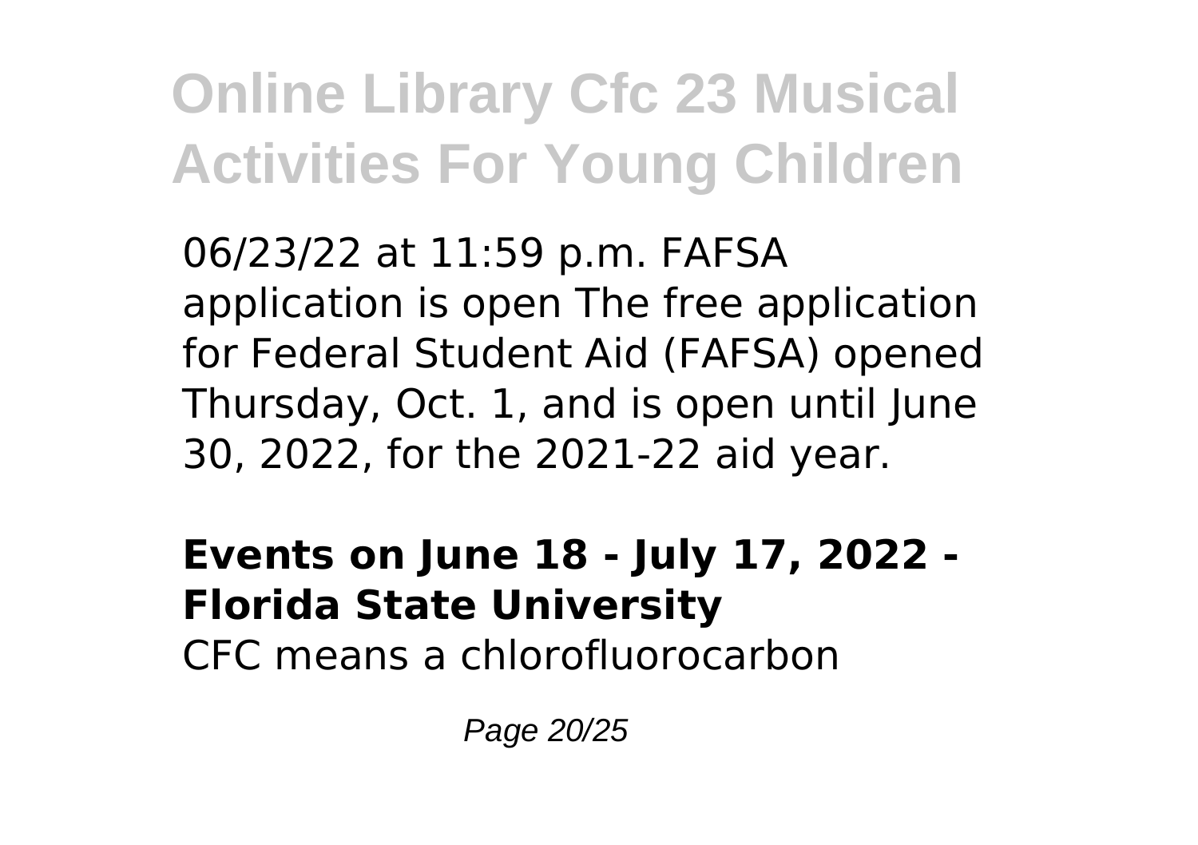06/23/22 at 11:59 p.m. FAFSA application is open The free application for Federal Student Aid (FAFSA) opened Thursday, Oct. 1, and is open until June 30, 2022, for the 2021-22 aid year.

**Events on June 18 - July 17, 2022 - Florida State University**

CFC means a chlorofluorocarbon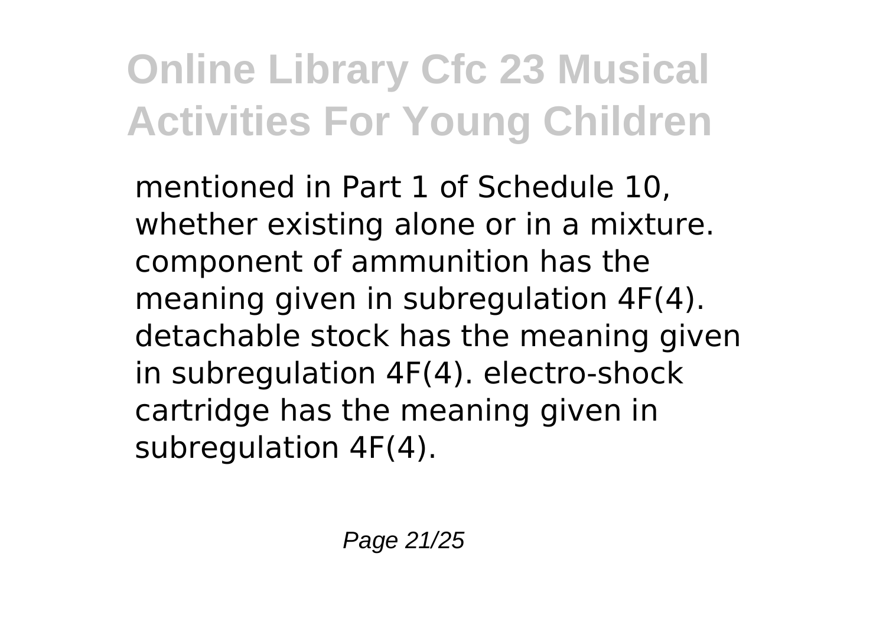mentioned in Part 1 of Schedule 10, whether existing alone or in a mixture. component of ammunition has the meaning given in subregulation 4F(4). detachable stock has the meaning given in subregulation 4F(4). electro-shock cartridge has the meaning given in subregulation 4F(4).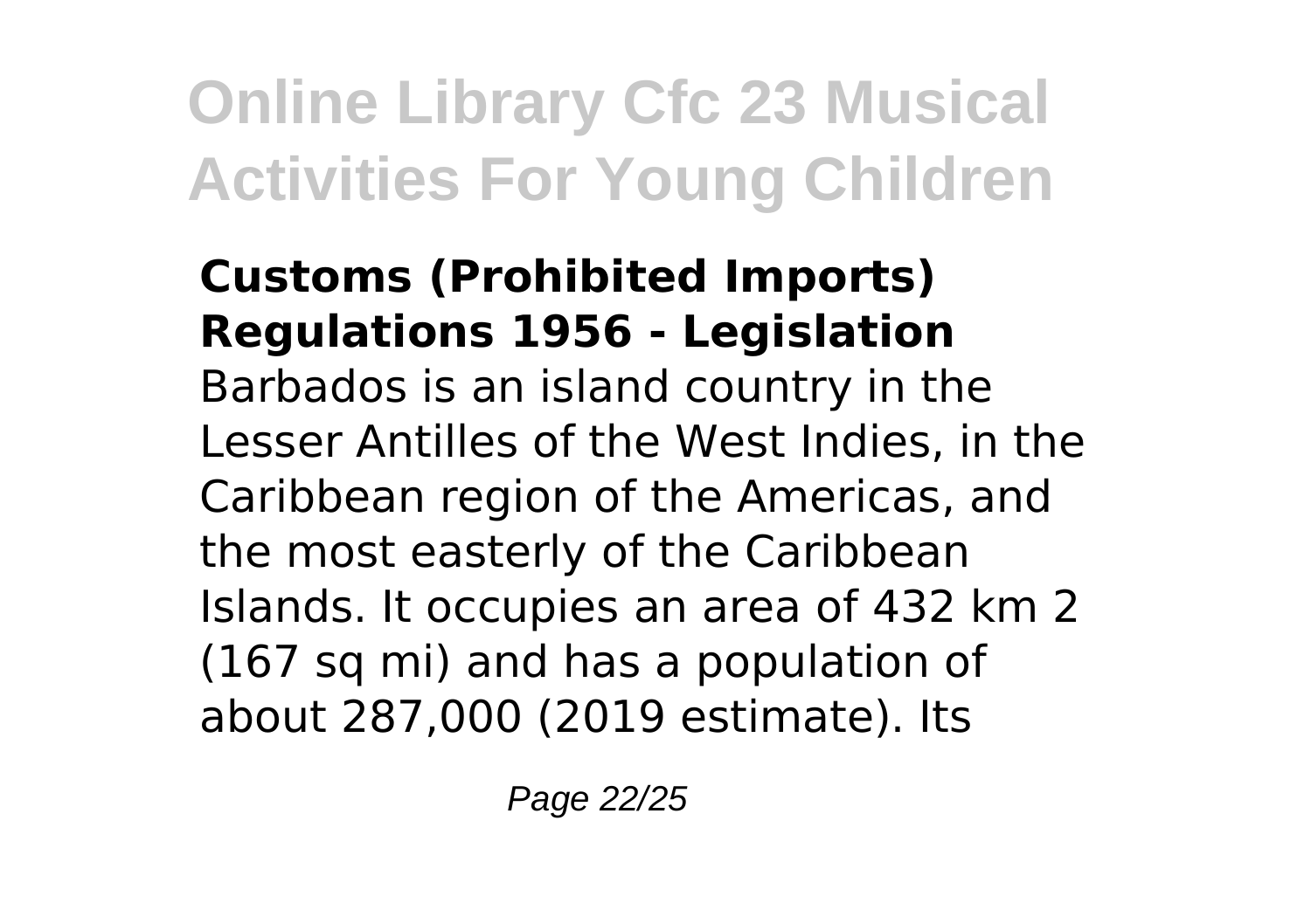**Customs (Prohibited Imports) Regulations 1956 - Legislation**

Barbados is an island country in the Lesser Antilles of the West Indies, in the Caribbean region of the Americas, and the most easterly of the Caribbean Islands. It occupies an area of 432 km 2 (167 sq mi) and has a population of about 287,000 (2019 estimate). Its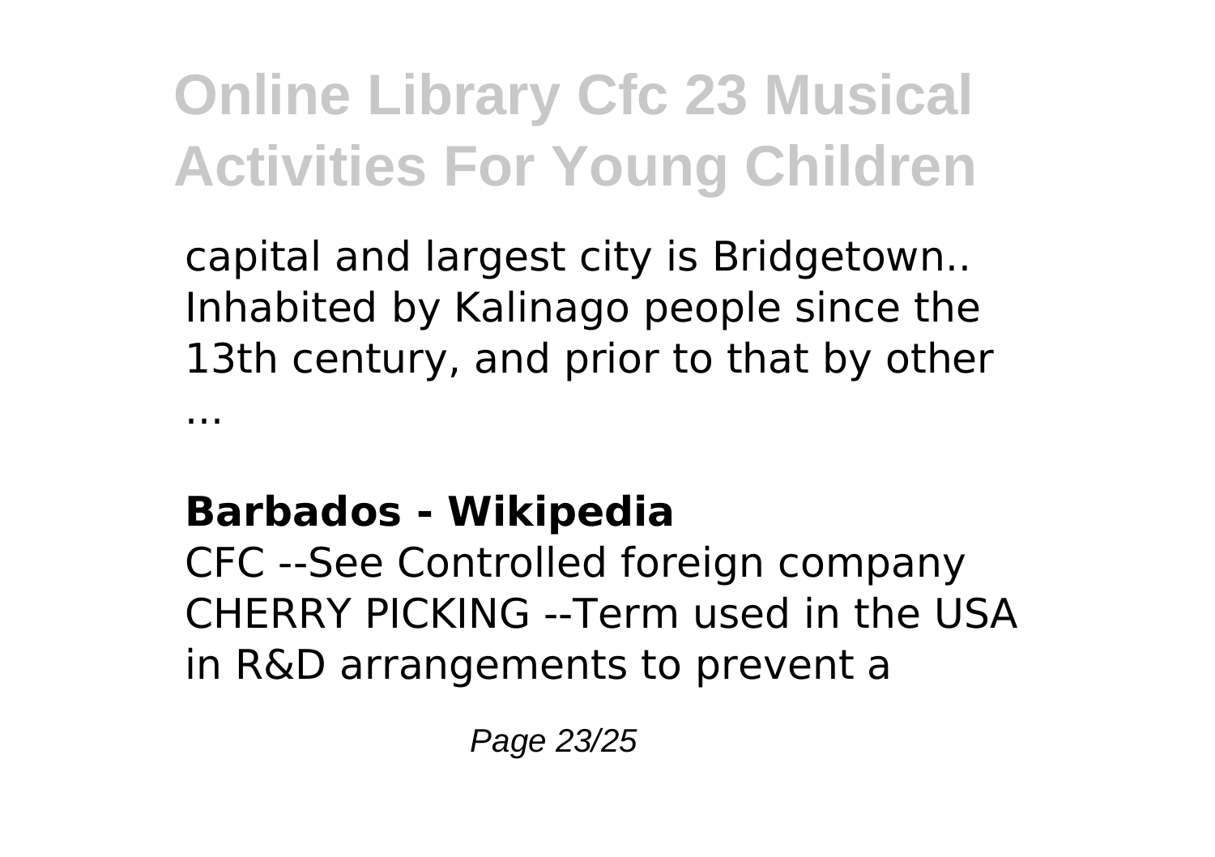capital and largest city is Bridgetown.. Inhabited by Kalinago people since the 13th century, and prior to that by other ...

**Barbados - Wikipedia**

CFC --See Controlled foreign company CHERRY PICKING --Term used in the USA in R&D arrangements to prevent a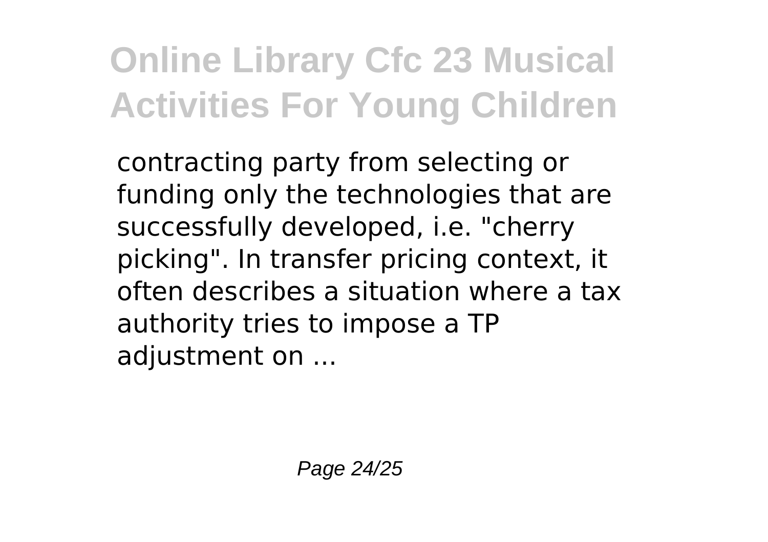contracting party from selecting or funding only the technologies that are successfully developed, i.e. "cherry picking". In transfer pricing context, it often describes a situation where a tax authority tries to impose a TP adjustment on ...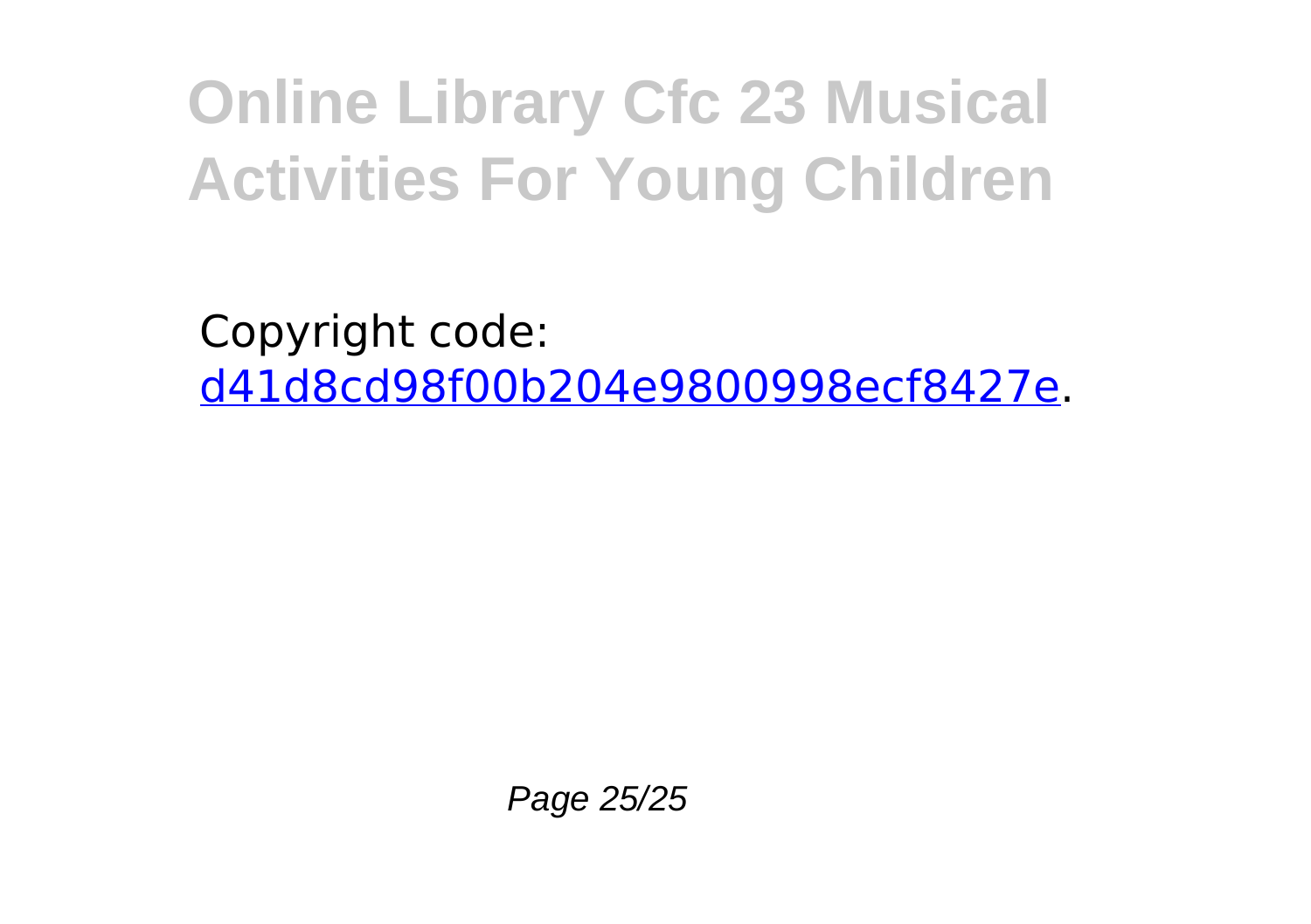Copyright code:
[d41d8cd98f00b204e9800998ecf8427e](d41d8cd98f00b204e9800998ecf8427e).